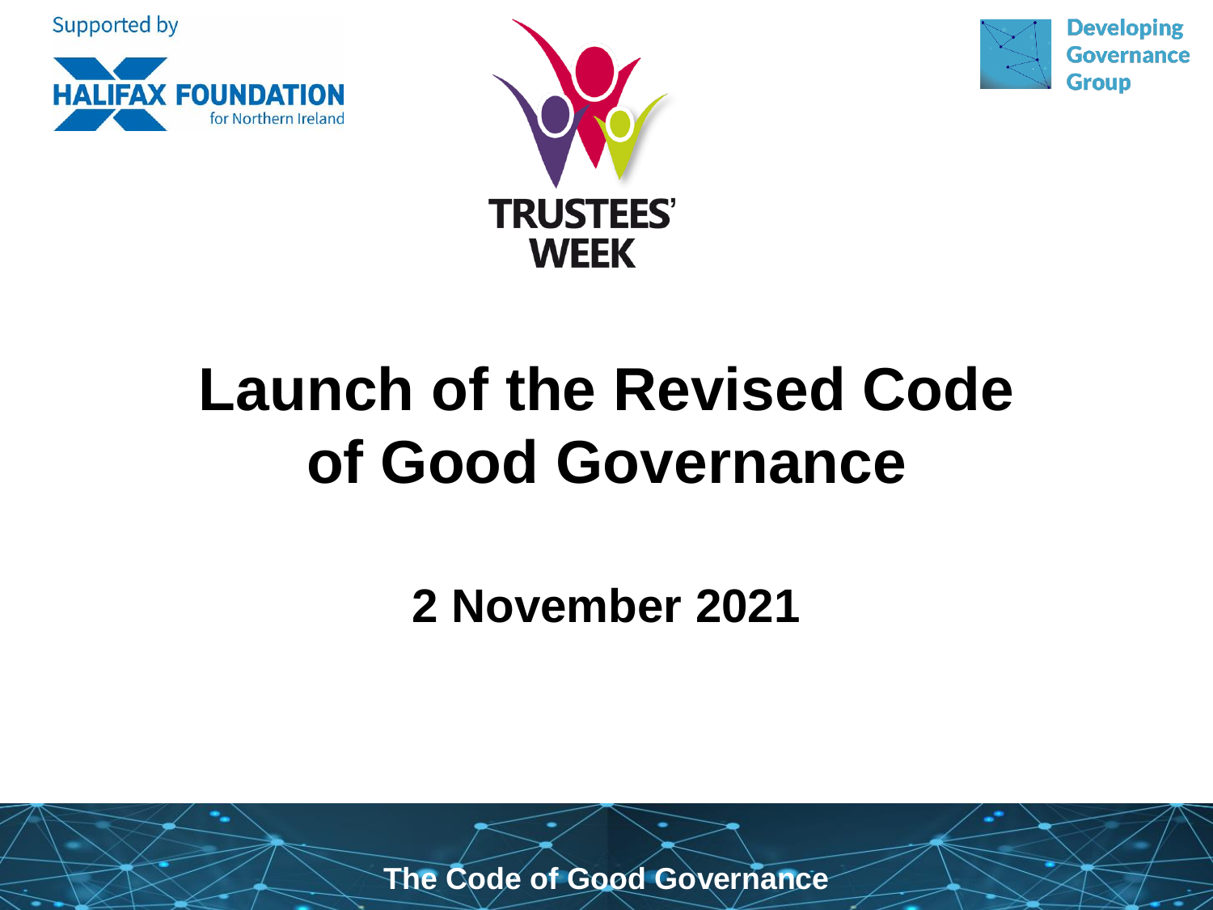Supported by

HALIFAX FOUNDATION for Northern Ireland

TRUSTEES' WEEK

Developing Governance Group

# Launch of the Revised Code of Good Governance

## 2 November 2021

The Code of Good Governance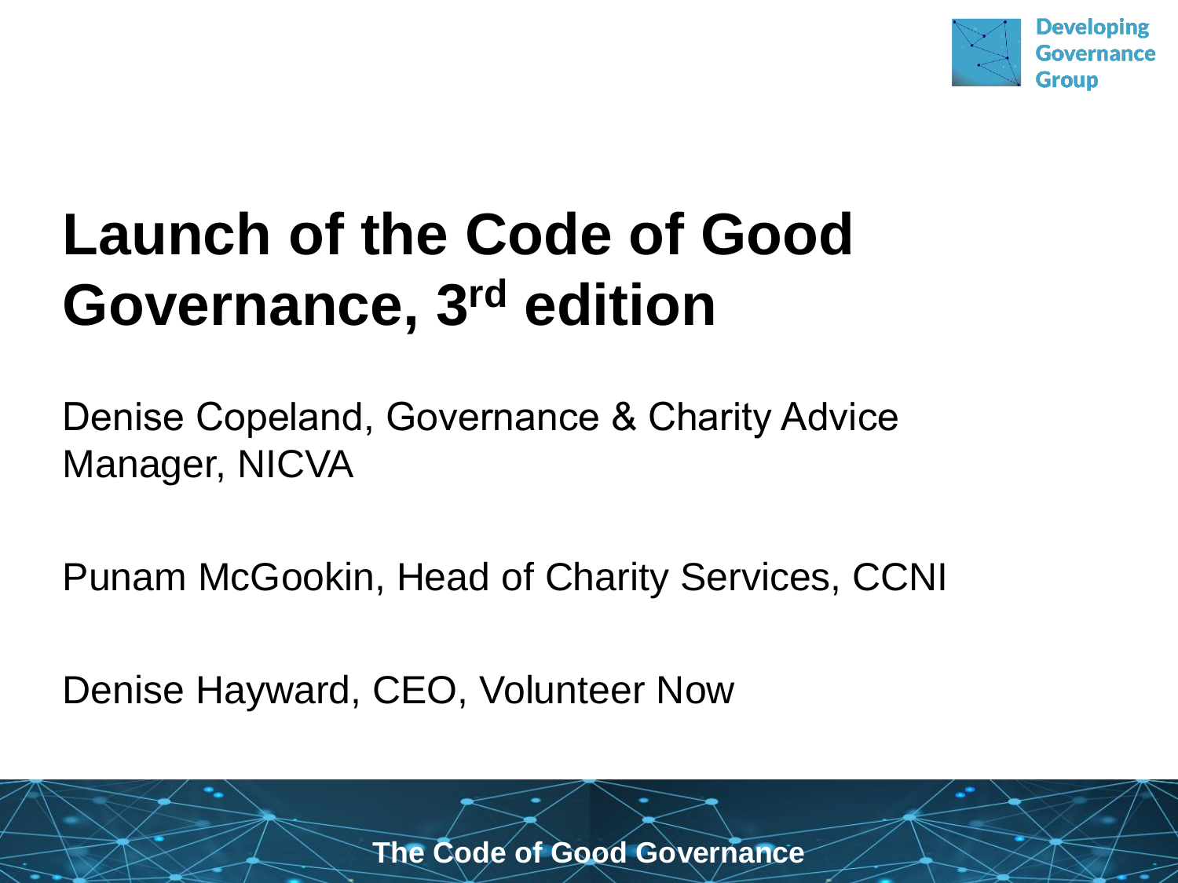# Launch of the Code of Good Governance, 3rd edition

Denise Copeland, Governance & Charity Advice Manager, NICVA

Punam McGookin, Head of Charity Services, CCNI

Denise Hayward, CEO, Volunteer Now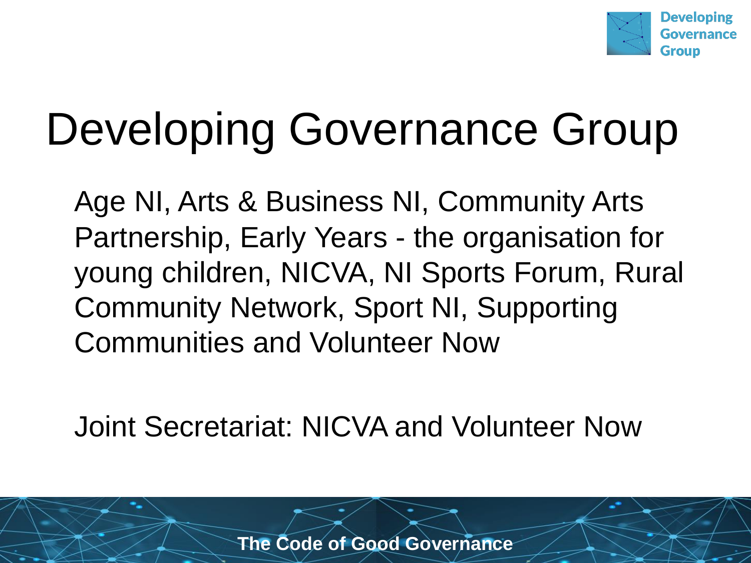# Developing Governance Group

Age NI, Arts & Business NI, Community Arts Partnership, Early Years - the organisation for young children, NICVA, NI Sports Forum, Rural Community Network, Sport NI, Supporting Communities and Volunteer Now

Joint Secretariat: NICVA and Volunteer Now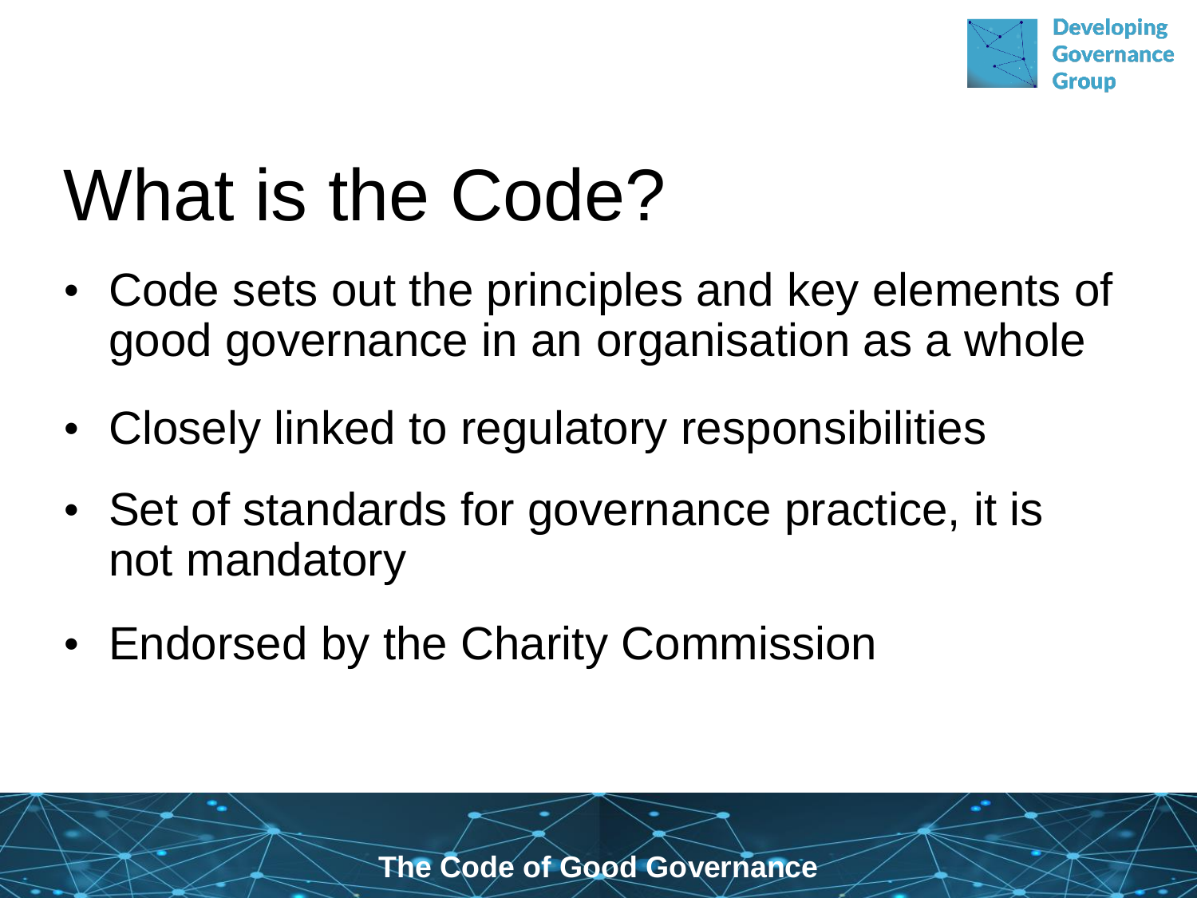# What is the Code?

- Code sets out the principles and key elements of good governance in an organisation as a whole
- Closely linked to regulatory responsibilities
- Set of standards for governance practice, it is not mandatory
- Endorsed by the Charity Commission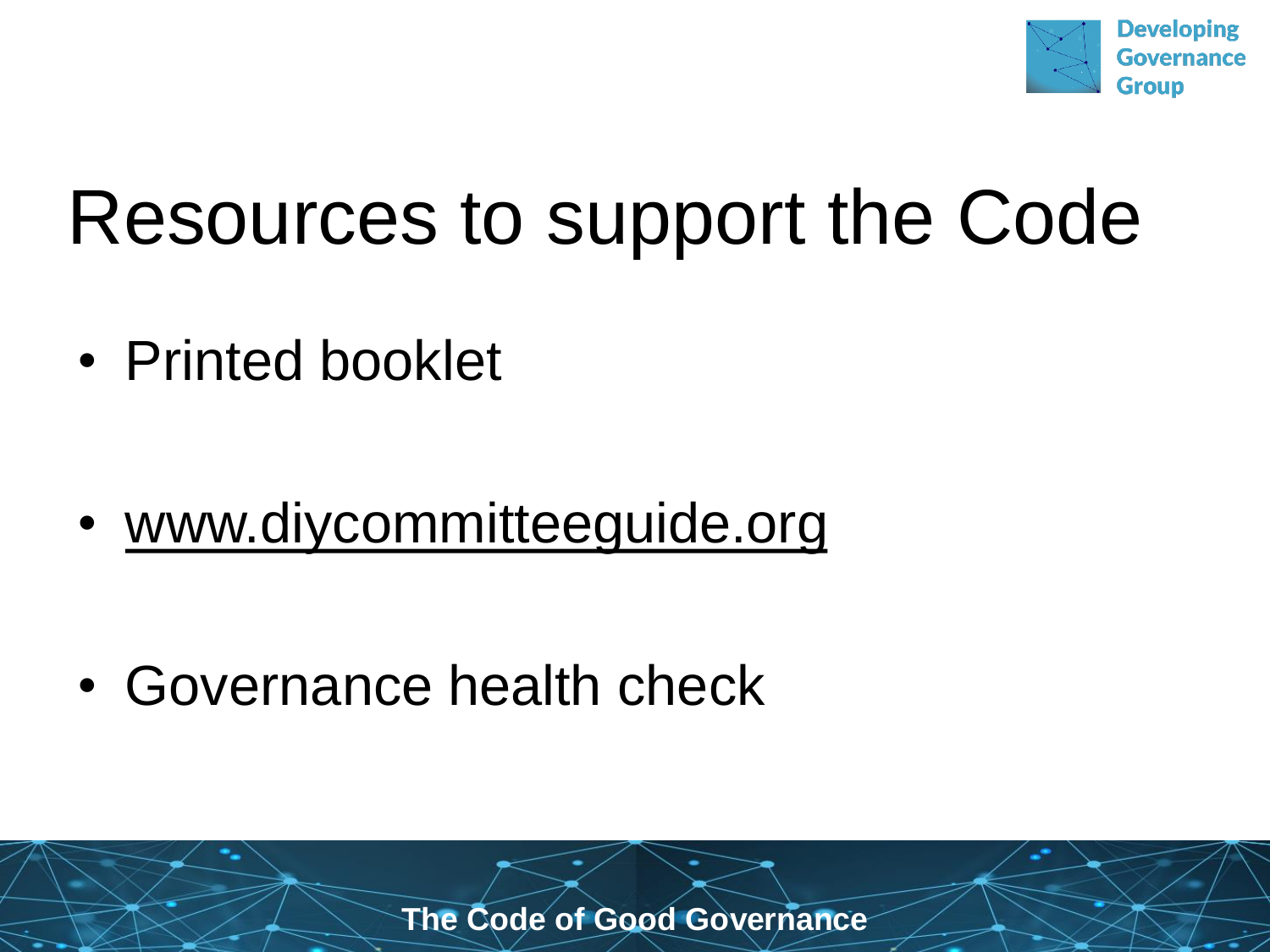# Resources to support the Code

- Printed booklet
- www.diycommitteeguide.org
- Governance health check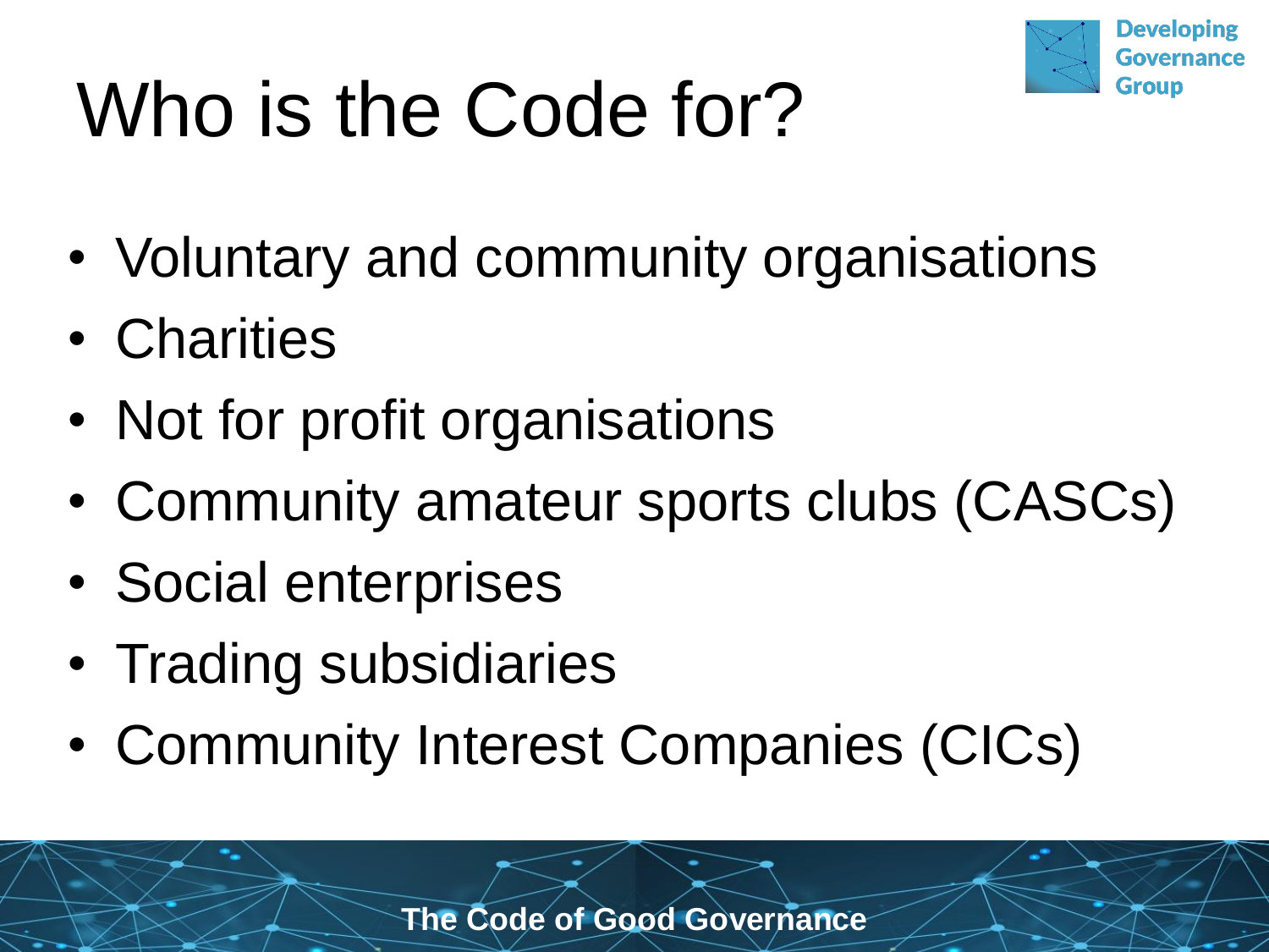# Who is the Code for?

- Voluntary and community organisations
- Charities
- Not for profit organisations
- Community amateur sports clubs (CASCs)
- Social enterprises
- Trading subsidiaries
- Community Interest Companies (CICs)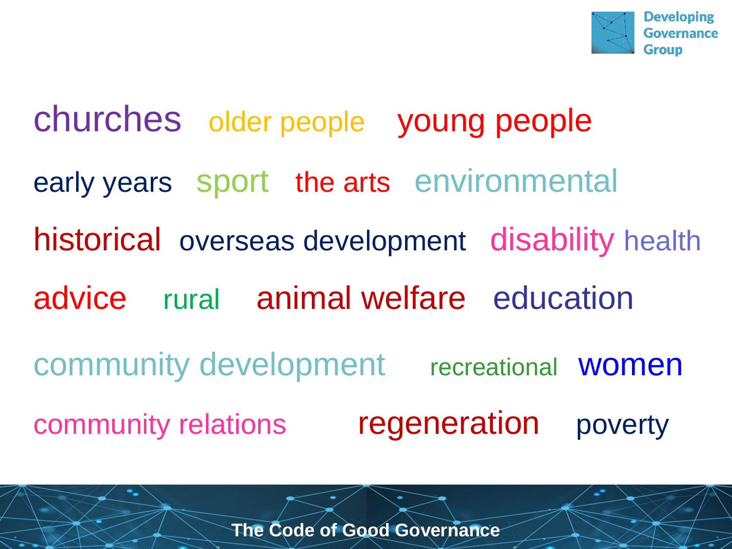churches older people young people

early years sport the arts environmental

historical overseas development disability health

advice rural animal welfare education

community development recreational women

community relations regeneration poverty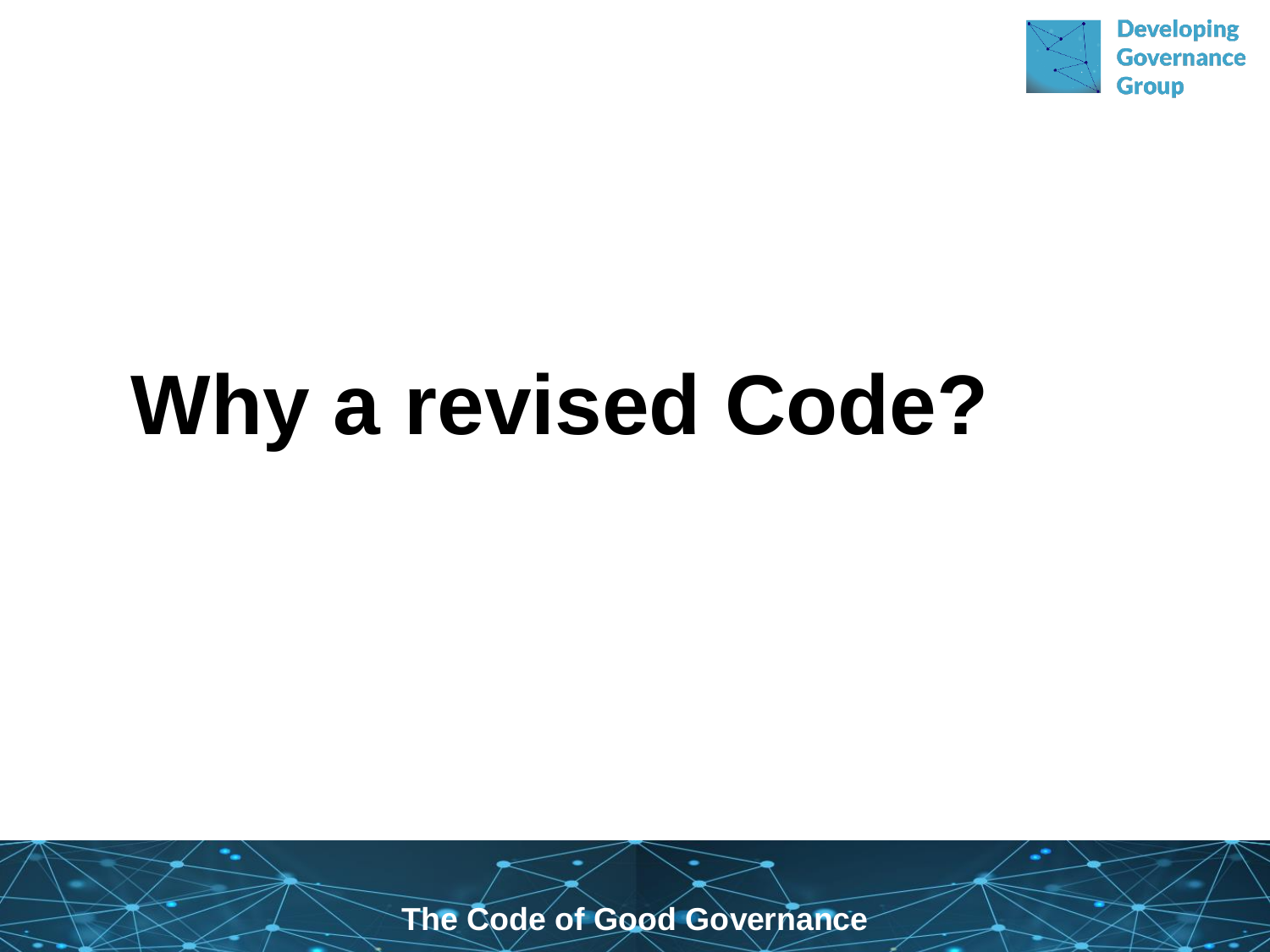# Why a revised Code?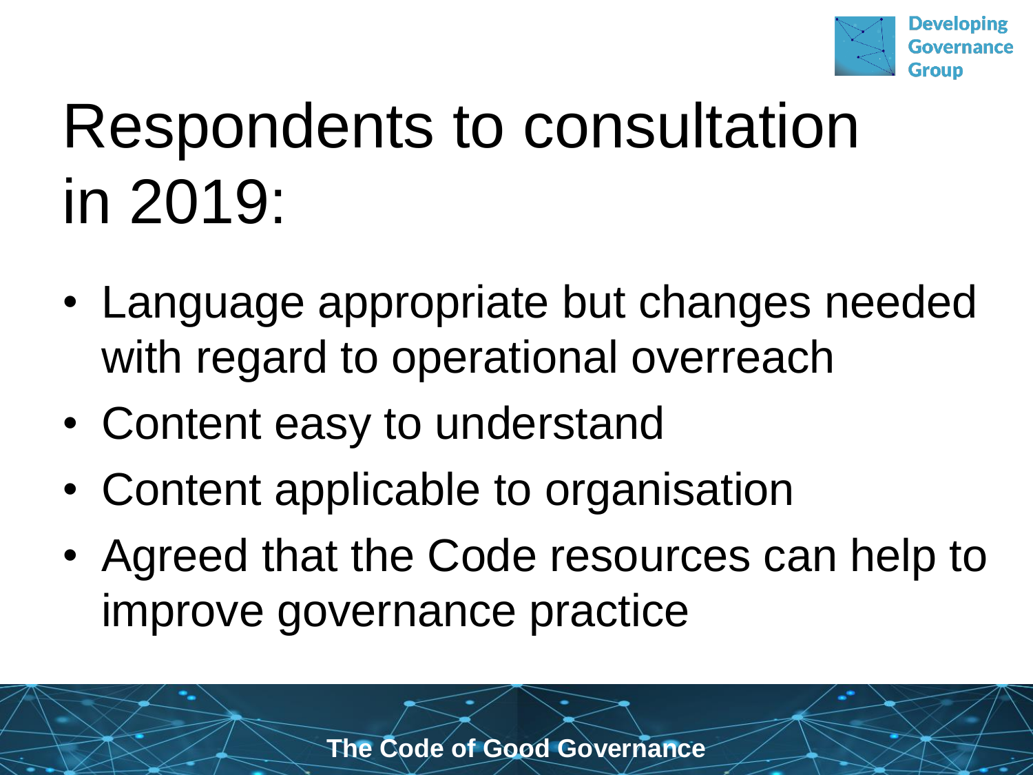# Respondents to consultation in 2019:

- Language appropriate but changes needed with regard to operational overreach
- Content easy to understand
- Content applicable to organisation
- Agreed that the Code resources can help to improve governance practice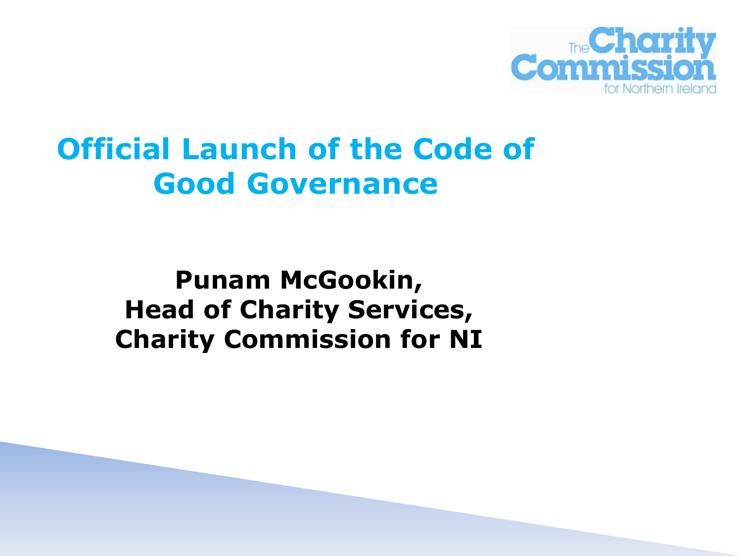The Charity Commission for Northern Ireland

# Official Launch of the Code of Good Governance

**Punam McGookin,**
**Head of Charity Services,**
**Charity Commission for NI**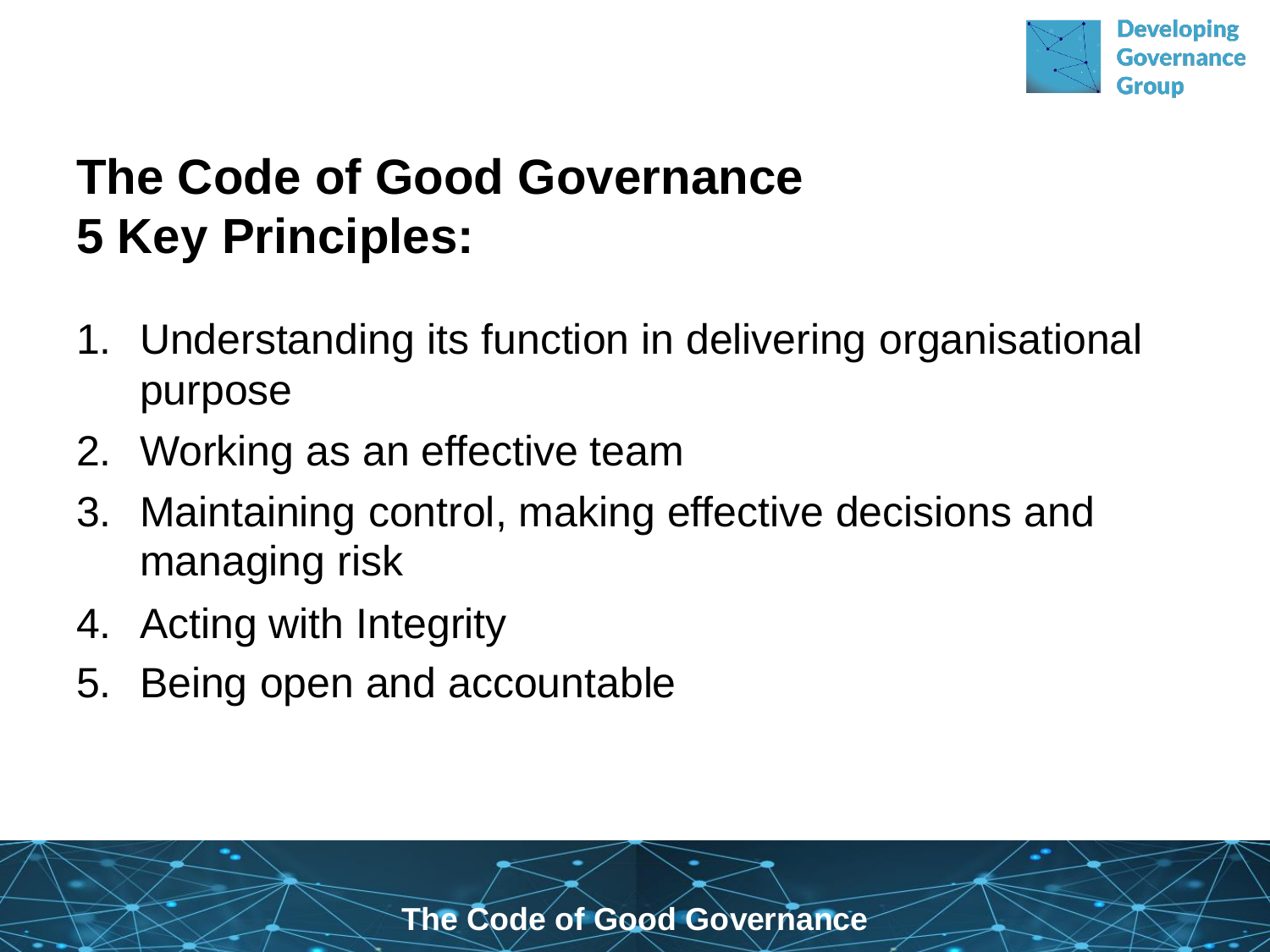# The Code of Good Governance
# 5 Key Principles:

1. Understanding its function in delivering organisational purpose
2. Working as an effective team
3. Maintaining control, making effective decisions and managing risk
4. Acting with Integrity
5. Being open and accountable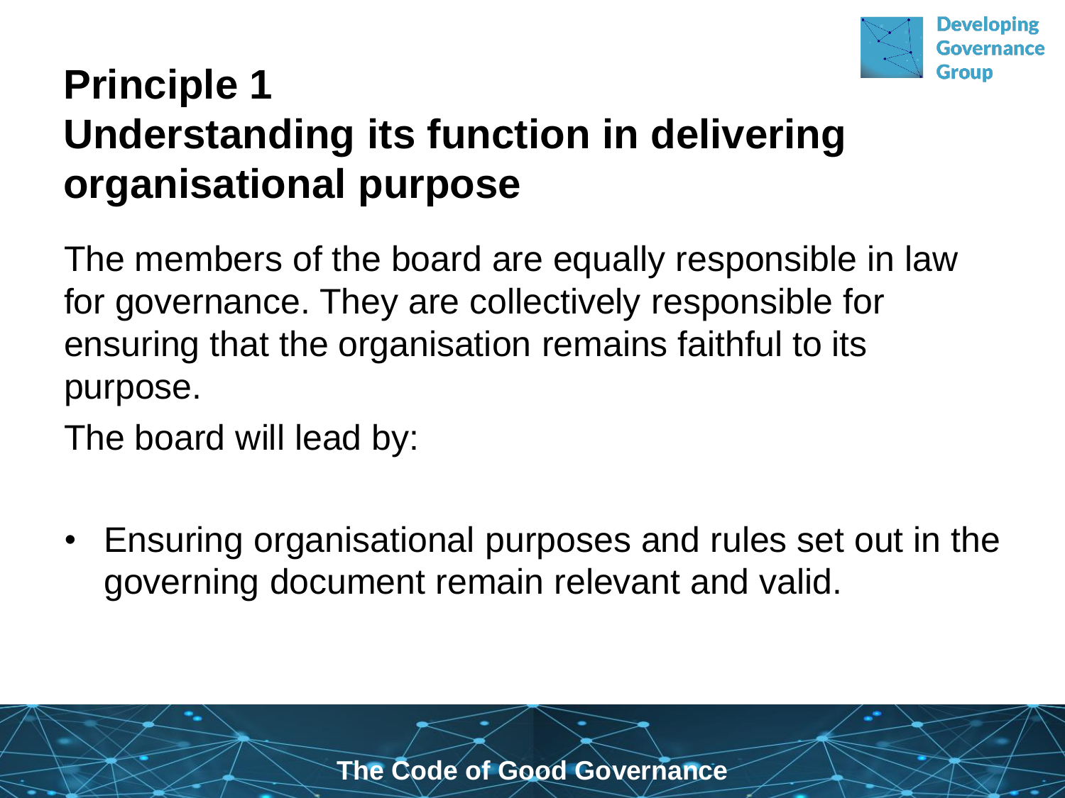# Principle 1
## Understanding its function in delivering organisational purpose

The members of the board are equally responsible in law for governance. They are collectively responsible for ensuring that the organisation remains faithful to its purpose.

The board will lead by:

- Ensuring organisational purposes and rules set out in the governing document remain relevant and valid.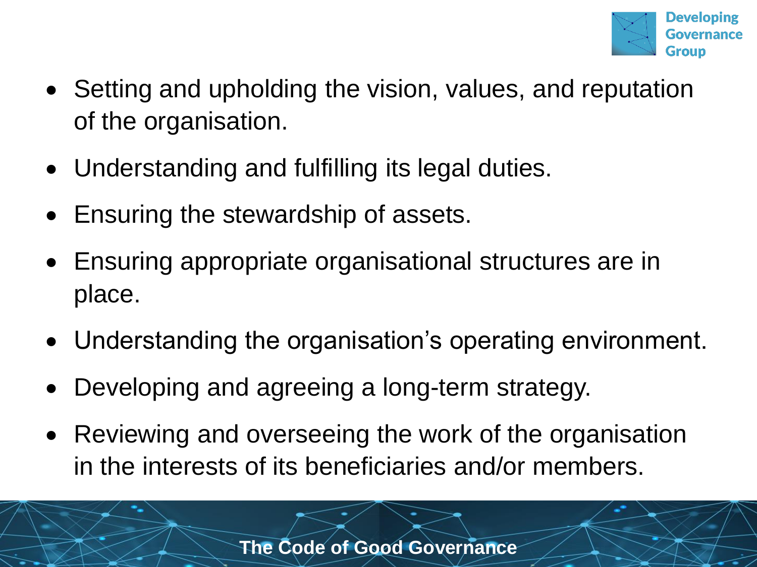- Setting and upholding the vision, values, and reputation of the organisation.
- Understanding and fulfilling its legal duties.
- Ensuring the stewardship of assets.
- Ensuring appropriate organisational structures are in place.
- Understanding the organisation's operating environment.
- Developing and agreeing a long-term strategy.
- Reviewing and overseeing the work of the organisation in the interests of its beneficiaries and/or members.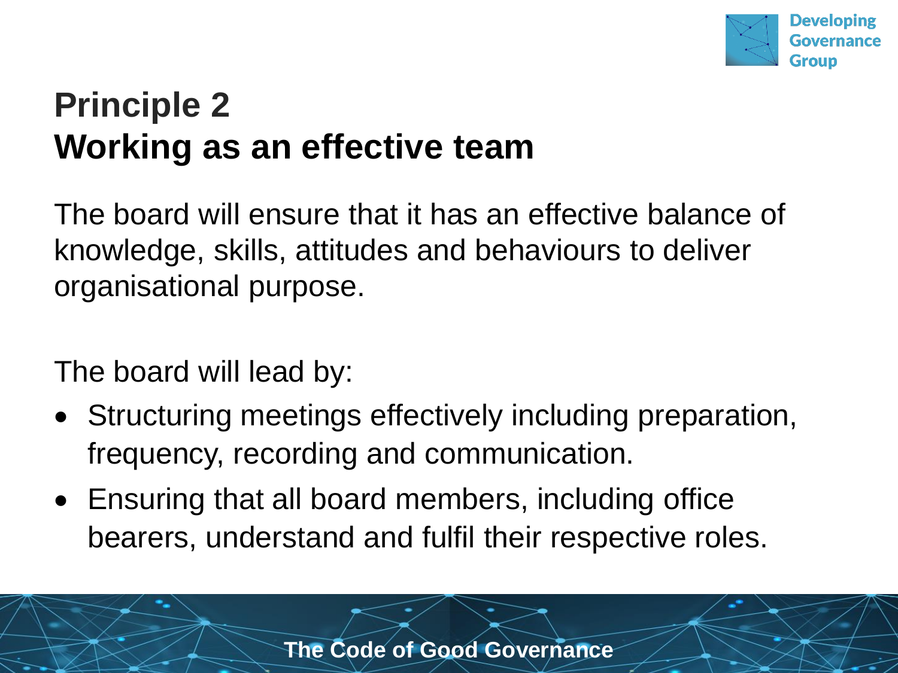# Principle 2
## Working as an effective team

The board will ensure that it has an effective balance of knowledge, skills, attitudes and behaviours to deliver organisational purpose.

The board will lead by:

- Structuring meetings effectively including preparation, frequency, recording and communication.
- Ensuring that all board members, including office bearers, understand and fulfil their respective roles.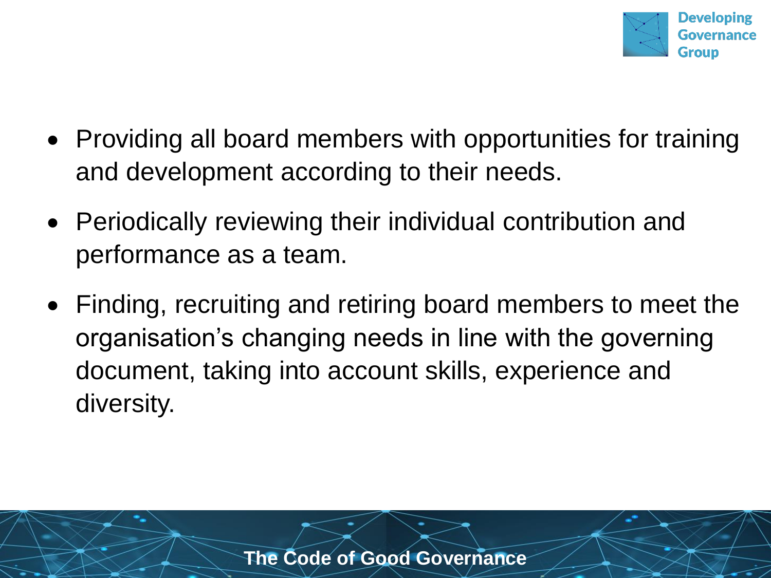- Providing all board members with opportunities for training and development according to their needs.
- Periodically reviewing their individual contribution and performance as a team.
- Finding, recruiting and retiring board members to meet the organisation's changing needs in line with the governing document, taking into account skills, experience and diversity.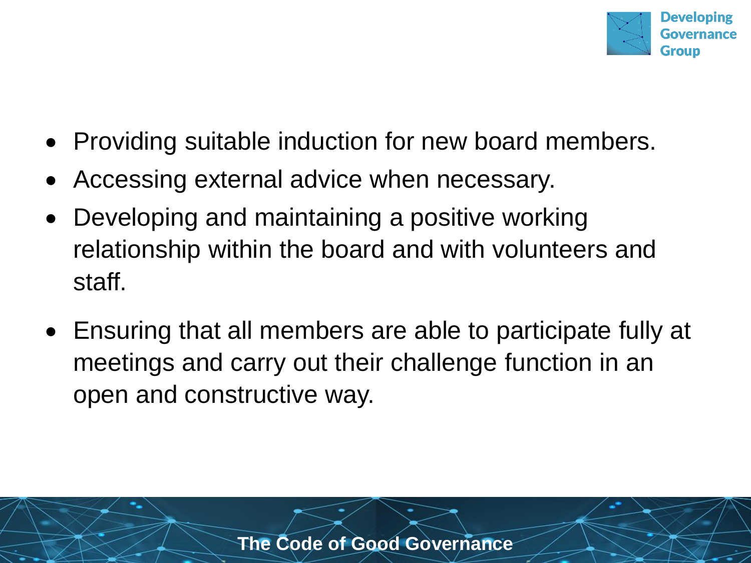- Providing suitable induction for new board members.
- Accessing external advice when necessary.
- Developing and maintaining a positive working relationship within the board and with volunteers and staff.
- Ensuring that all members are able to participate fully at meetings and carry out their challenge function in an open and constructive way.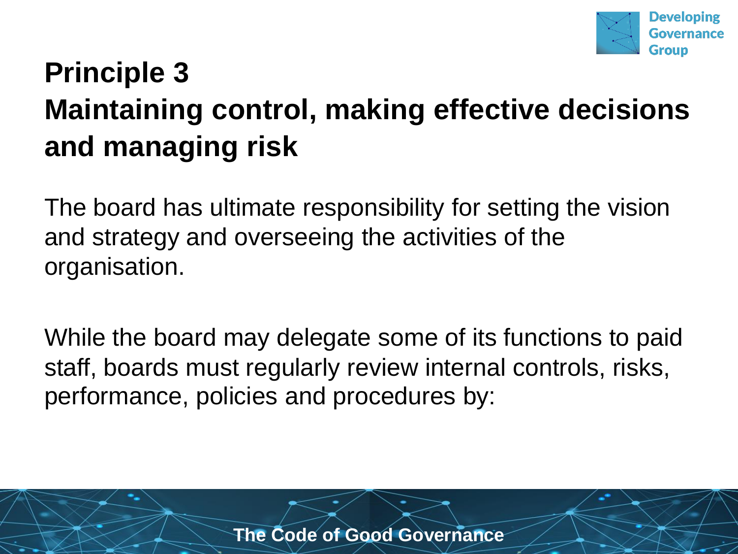# Principle 3

## Maintaining control, making effective decisions and managing risk

The board has ultimate responsibility for setting the vision and strategy and overseeing the activities of the organisation.

While the board may delegate some of its functions to paid staff, boards must regularly review internal controls, risks, performance, policies and procedures by: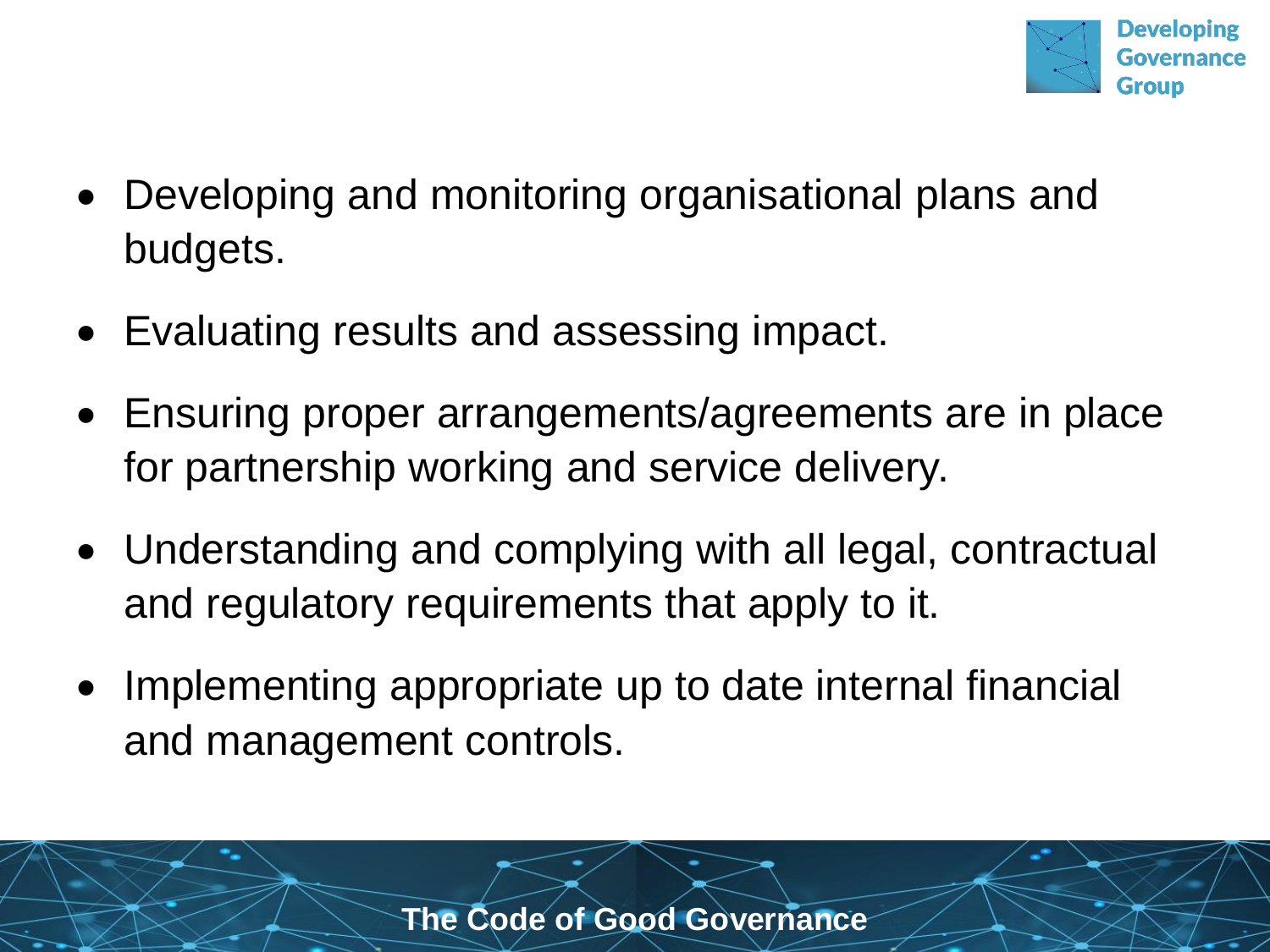- Developing and monitoring organisational plans and budgets.
- Evaluating results and assessing impact.
- Ensuring proper arrangements/agreements are in place for partnership working and service delivery.
- Understanding and complying with all legal, contractual and regulatory requirements that apply to it.
- Implementing appropriate up to date internal financial and management controls.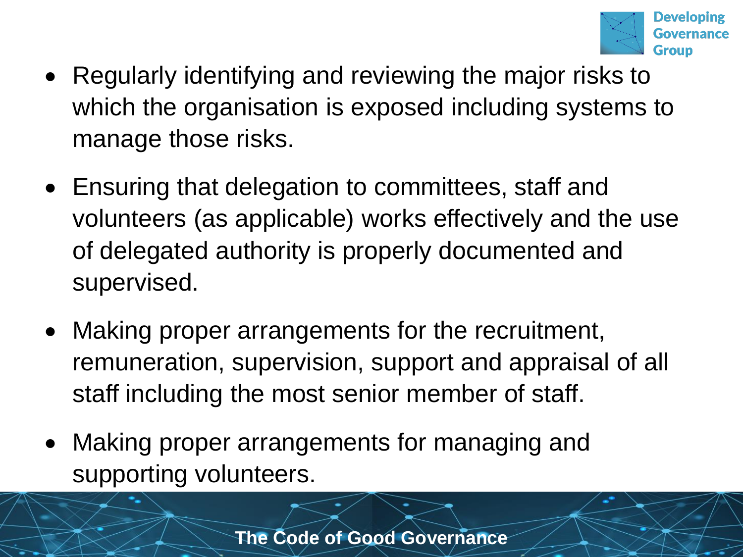- Regularly identifying and reviewing the major risks to which the organisation is exposed including systems to manage those risks.
- Ensuring that delegation to committees, staff and volunteers (as applicable) works effectively and the use of delegated authority is properly documented and supervised.
- Making proper arrangements for the recruitment, remuneration, supervision, support and appraisal of all staff including the most senior member of staff.
- Making proper arrangements for managing and supporting volunteers.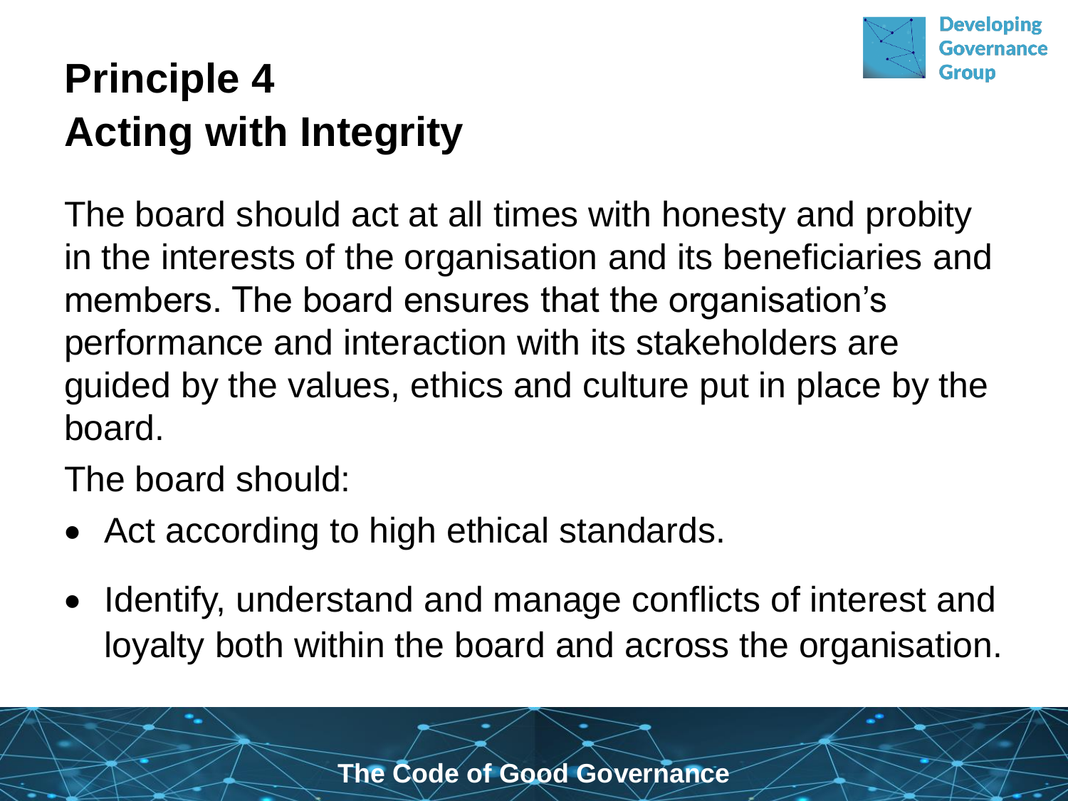# Principle 4
# Acting with Integrity

The board should act at all times with honesty and probity in the interests of the organisation and its beneficiaries and members. The board ensures that the organisation's performance and interaction with its stakeholders are guided by the values, ethics and culture put in place by the board.

The board should:

- Act according to high ethical standards.
- Identify, understand and manage conflicts of interest and loyalty both within the board and across the organisation.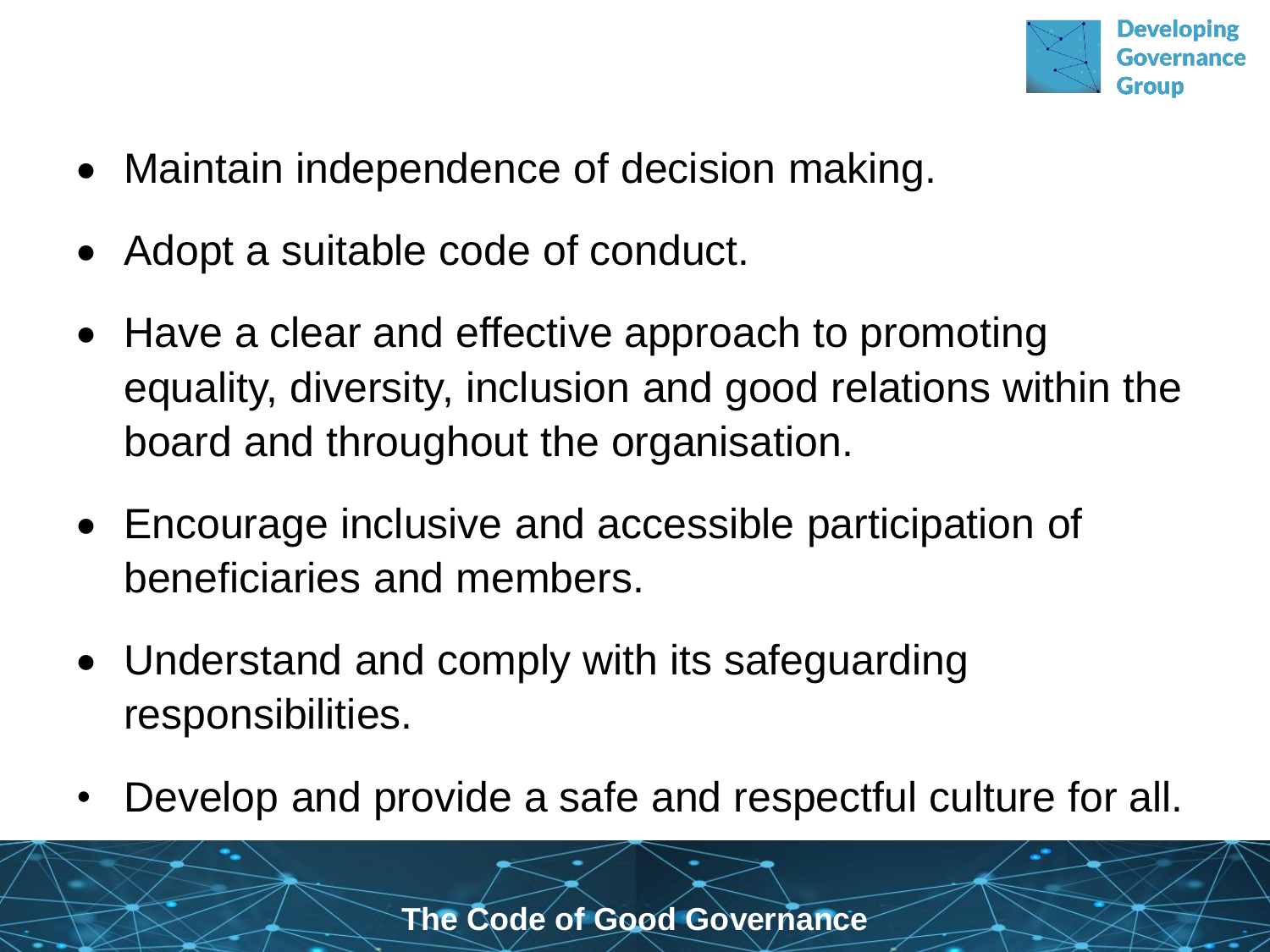- Maintain independence of decision making.
- Adopt a suitable code of conduct.
- Have a clear and effective approach to promoting equality, diversity, inclusion and good relations within the board and throughout the organisation.
- Encourage inclusive and accessible participation of beneficiaries and members.
- Understand and comply with its safeguarding responsibilities.
- Develop and provide a safe and respectful culture for all.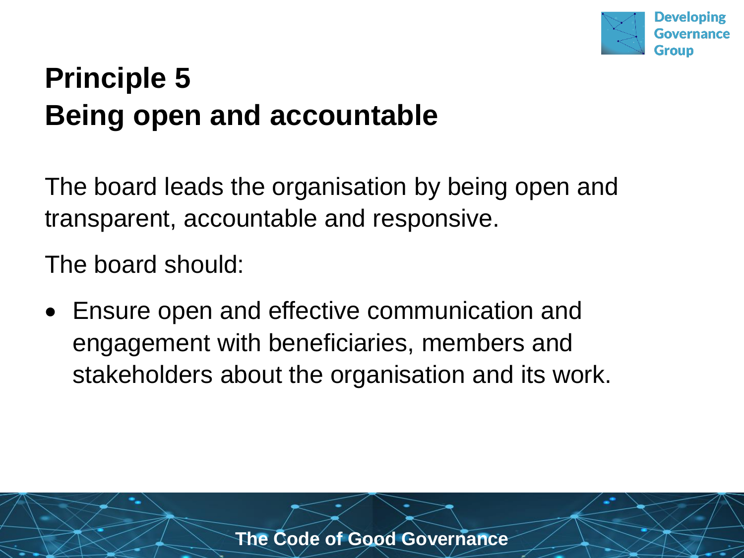# Principle 5
# Being open and accountable

The board leads the organisation by being open and transparent, accountable and responsive.

The board should:

- Ensure open and effective communication and engagement with beneficiaries, members and stakeholders about the organisation and its work.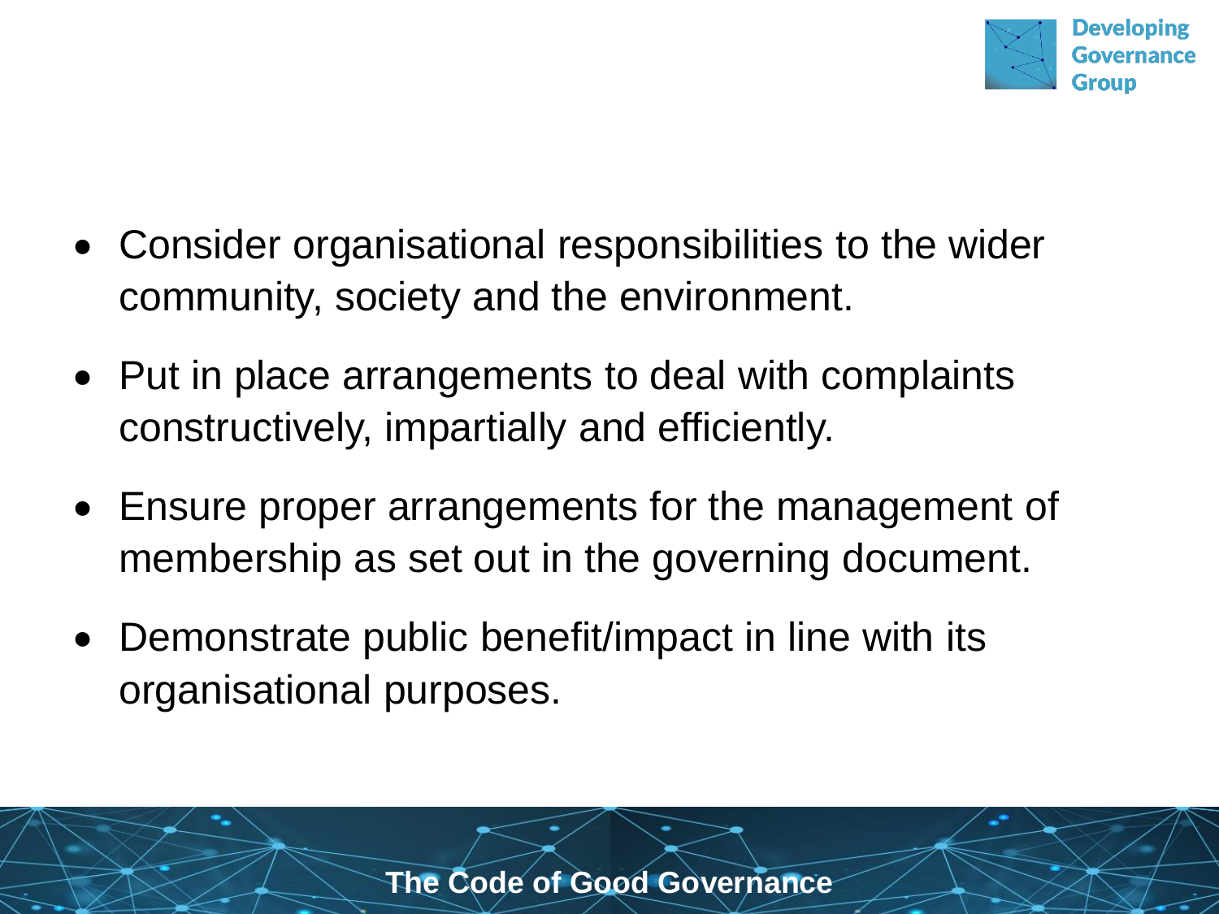- Consider organisational responsibilities to the wider community, society and the environment.
- Put in place arrangements to deal with complaints constructively, impartially and efficiently.
- Ensure proper arrangements for the management of membership as set out in the governing document.
- Demonstrate public benefit/impact in line with its organisational purposes.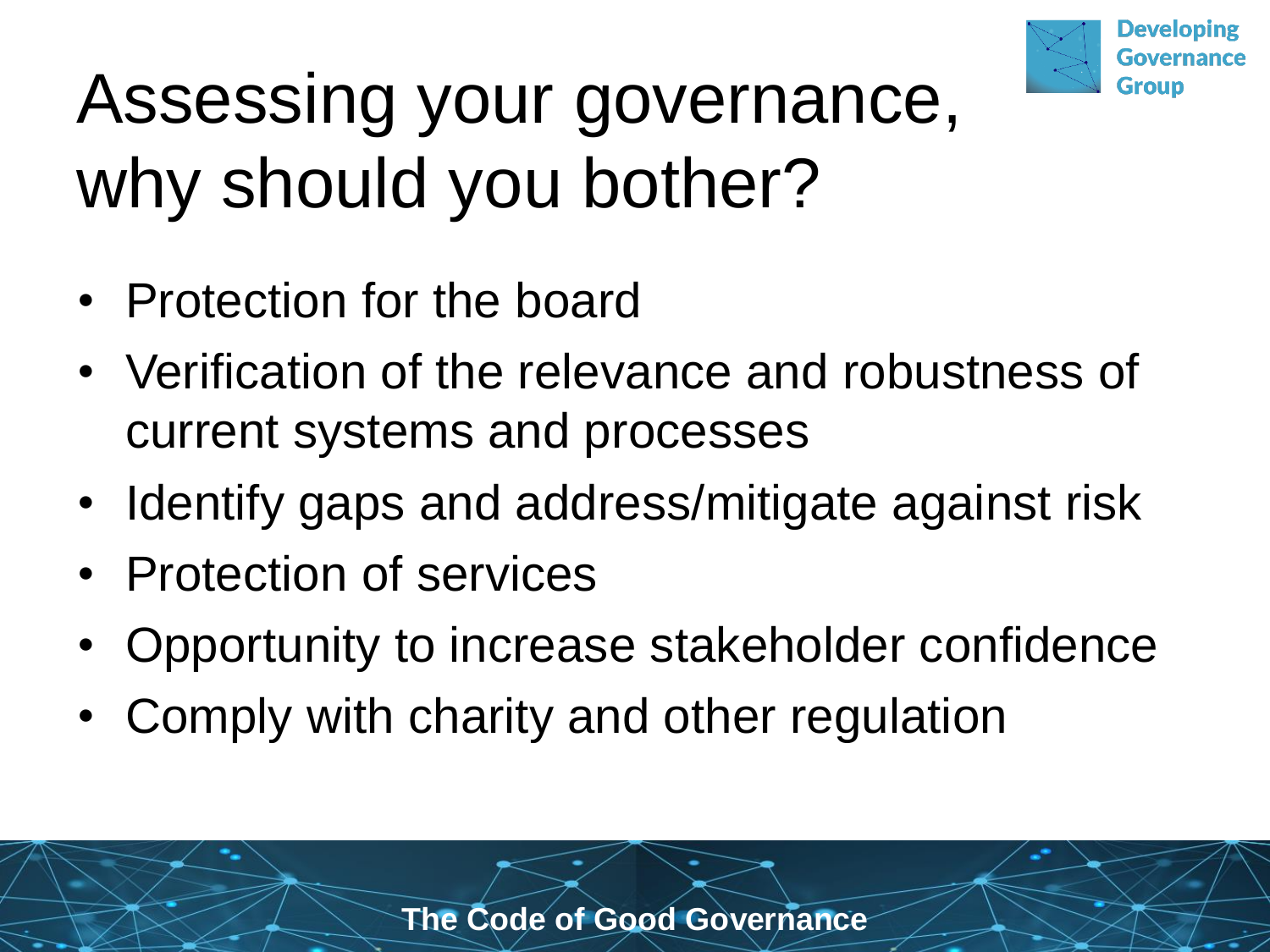# Assessing your governance, why should you bother?

- Protection for the board
- Verification of the relevance and robustness of current systems and processes
- Identify gaps and address/mitigate against risk
- Protection of services
- Opportunity to increase stakeholder confidence
- Comply with charity and other regulation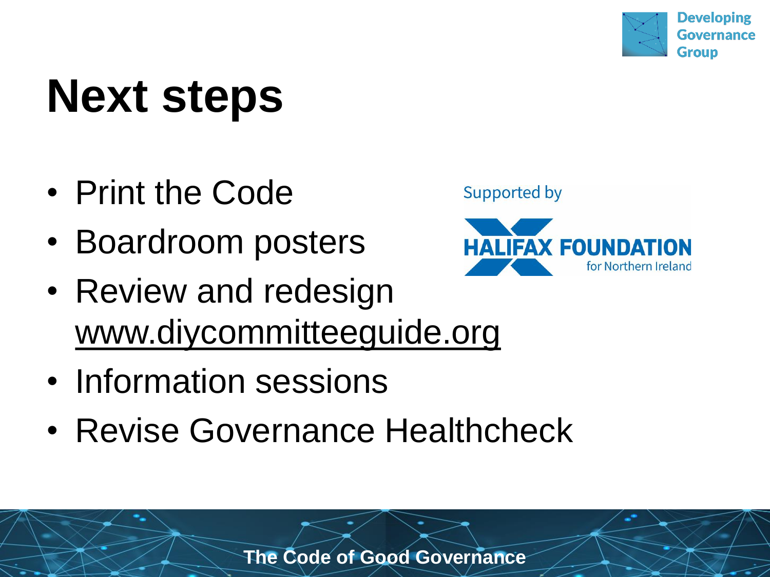# Next steps

- Print the Code
- Boardroom posters
- Review and redesign www.diycommitteeguide.org
- Information sessions
- Revise Governance Healthcheck

Supported by

HALIFAX FOUNDATION for Northern Ireland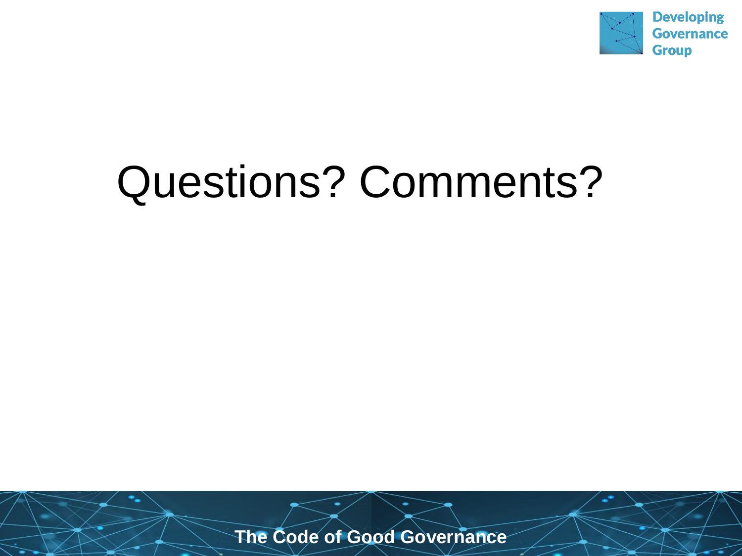# Questions? Comments?